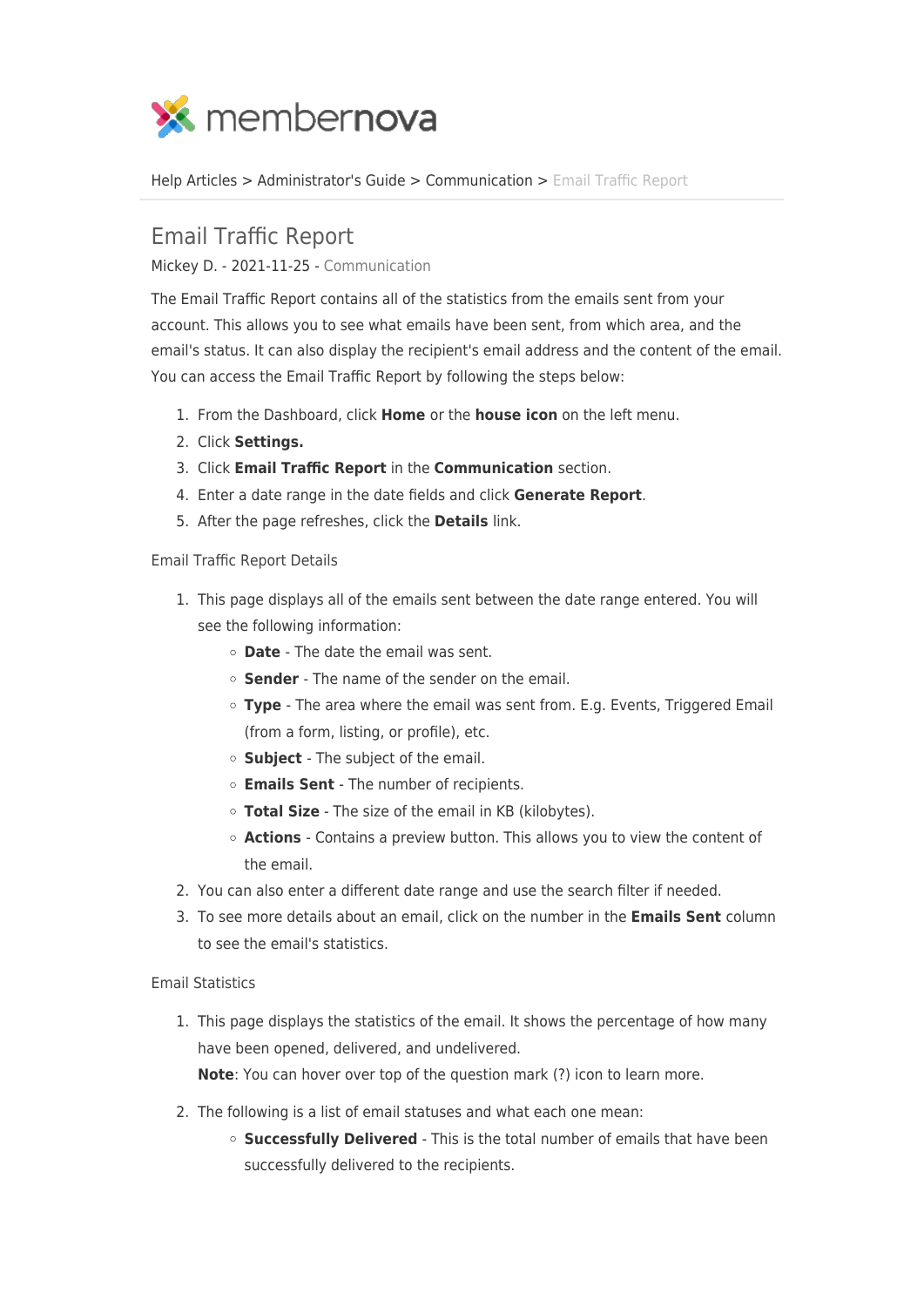Help Articles > Administrator's Guide > Communication > Email Traffic Report

# Email Traffic Report

Mickey D. - 2021-11-25 - Communication

The Email Traffic Report contains all of the statistics from the emails sent from your account. This allows you to see what emails have been sent, from which area, and the email's status. It can also display the recipient's email address and the content of the email. You can access the Email Traffic Report by following the steps below:

1. From the Dashboard, click **Home** or the **house icon** on the left menu.
2. Click **Settings.**
3. Click **Email Traffic Report** in the **Communication** section.
4. Enter a date range in the date fields and click **Generate Report**.
5. After the page refreshes, click the **Details** link.

Email Traffic Report Details

1. This page displays all of the emails sent between the date range entered. You will see the following information:
   - **Date** - The date the email was sent.
   - **Sender** - The name of the sender on the email.
   - **Type** - The area where the email was sent from. E.g. Events, Triggered Email (from a form, listing, or profile), etc.
   - **Subject** - The subject of the email.
   - **Emails Sent** - The number of recipients.
   - **Total Size** - The size of the email in KB (kilobytes).
   - **Actions** - Contains a preview button. This allows you to view the content of the email.
2. You can also enter a different date range and use the search filter if needed.
3. To see more details about an email, click on the number in the **Emails Sent** column to see the email's statistics.

Email Statistics

1. This page displays the statistics of the email. It shows the percentage of how many have been opened, delivered, and undelivered.
   **Note**: You can hover over top of the question mark (?) icon to learn more.
2. The following is a list of email statuses and what each one mean:
   - **Successfully Delivered** - This is the total number of emails that have been successfully delivered to the recipients.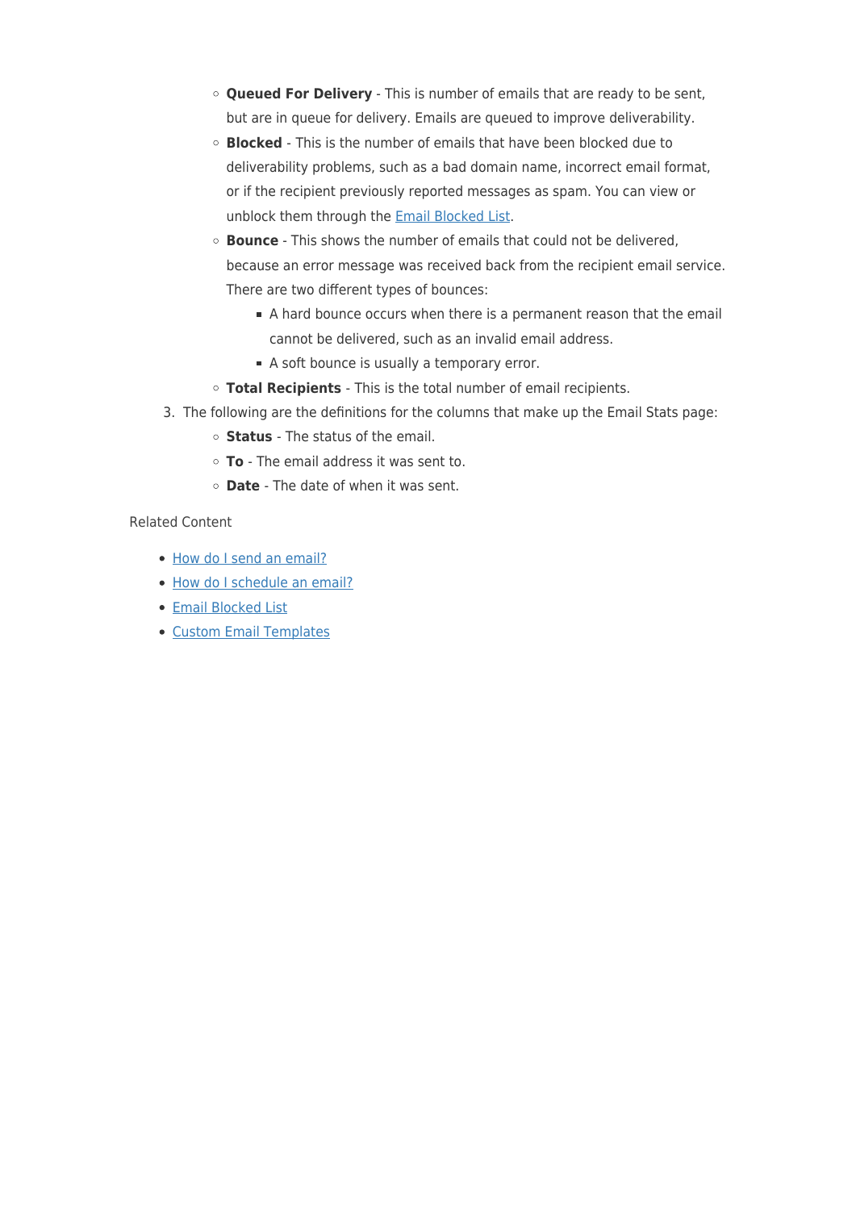- **Queued For Delivery** - This is number of emails that are ready to be sent, but are in queue for delivery. Emails are queued to improve deliverability.
    - **Blocked** - This is the number of emails that have been blocked due to deliverability problems, such as a bad domain name, incorrect email format, or if the recipient previously reported messages as spam. You can view or unblock them through the Email Blocked List.
    - **Bounce** - This shows the number of emails that could not be delivered, because an error message was received back from the recipient email service. There are two different types of bounces:
        - A hard bounce occurs when there is a permanent reason that the email cannot be delivered, such as an invalid email address.
        - A soft bounce is usually a temporary error.
    - **Total Recipients** - This is the total number of email recipients.

3. The following are the definitions for the columns that make up the Email Stats page:
    - **Status** - The status of the email.
    - **To** - The email address it was sent to.
    - **Date** - The date of when it was sent.

Related Content

- How do I send an email?
- How do I schedule an email?
- Email Blocked List
- Custom Email Templates